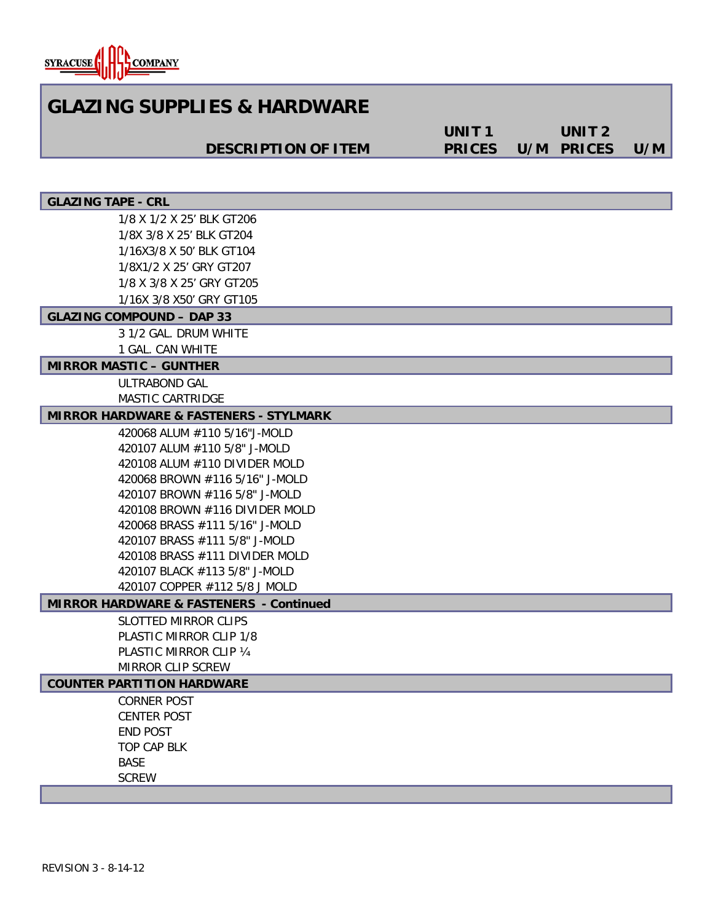SYRACUSE GLASS COMPANY

# GLAZING SUPPLIES & HARDWARE

| DESCRIPTION OF ITEM | UNIT 1 PRICES | U/M | UNIT 2 PRICES | U/M |
|---|---|---|---|---|
| **GLAZING TAPE - CRL** | | | | |
| 1/8 X 1/2 X 25' BLK GT206 | | | | |
| 1/8X 3/8 X 25' BLK GT204 | | | | |
| 1/16X3/8 X 50' BLK GT104 | | | | |
| 1/8X1/2 X 25' GRY GT207 | | | | |
| 1/8 X 3/8 X 25' GRY GT205 | | | | |
| 1/16X 3/8 X50' GRY GT105 | | | | |
| **GLAZING COMPOUND – DAP 33** | | | | |
| 3 1/2 GAL. DRUM WHITE | | | | |
| 1 GAL. CAN WHITE | | | | |
| **MIRROR MASTIC – GUNTHER** | | | | |
| ULTRABOND GAL | | | | |
| MASTIC CARTRIDGE | | | | |
| **MIRROR HARDWARE & FASTENERS - STYLMARK** | | | | |
| 420068 ALUM #110 5/16"J-MOLD | | | | |
| 420107 ALUM #110 5/8" J-MOLD | | | | |
| 420108 ALUM #110 DIVIDER MOLD | | | | |
| 420068 BROWN #116 5/16" J-MOLD | | | | |
| 420107 BROWN #116 5/8" J-MOLD | | | | |
| 420108 BROWN #116 DIVIDER MOLD | | | | |
| 420068 BRASS #111 5/16" J-MOLD | | | | |
| 420107 BRASS #111 5/8" J-MOLD | | | | |
| 420108 BRASS #111 DIVIDER MOLD | | | | |
| 420107 BLACK #113 5/8" J-MOLD | | | | |
| 420107 COPPER #112 5/8 J MOLD | | | | |
| **MIRROR HARDWARE & FASTENERS - Continued** | | | | |
| SLOTTED MIRROR CLIPS | | | | |
| PLASTIC MIRROR CLIP 1/8 | | | | |
| PLASTIC MIRROR CLIP ¼ | | | | |
| MIRROR CLIP SCREW | | | | |
| **COUNTER PARTITION HARDWARE** | | | | |
| CORNER POST | | | | |
| CENTER POST | | | | |
| END POST | | | | |
| TOP CAP BLK | | | | |
| BASE | | | | |
| SCREW | | | | |

REVISION 3 - 8-14-12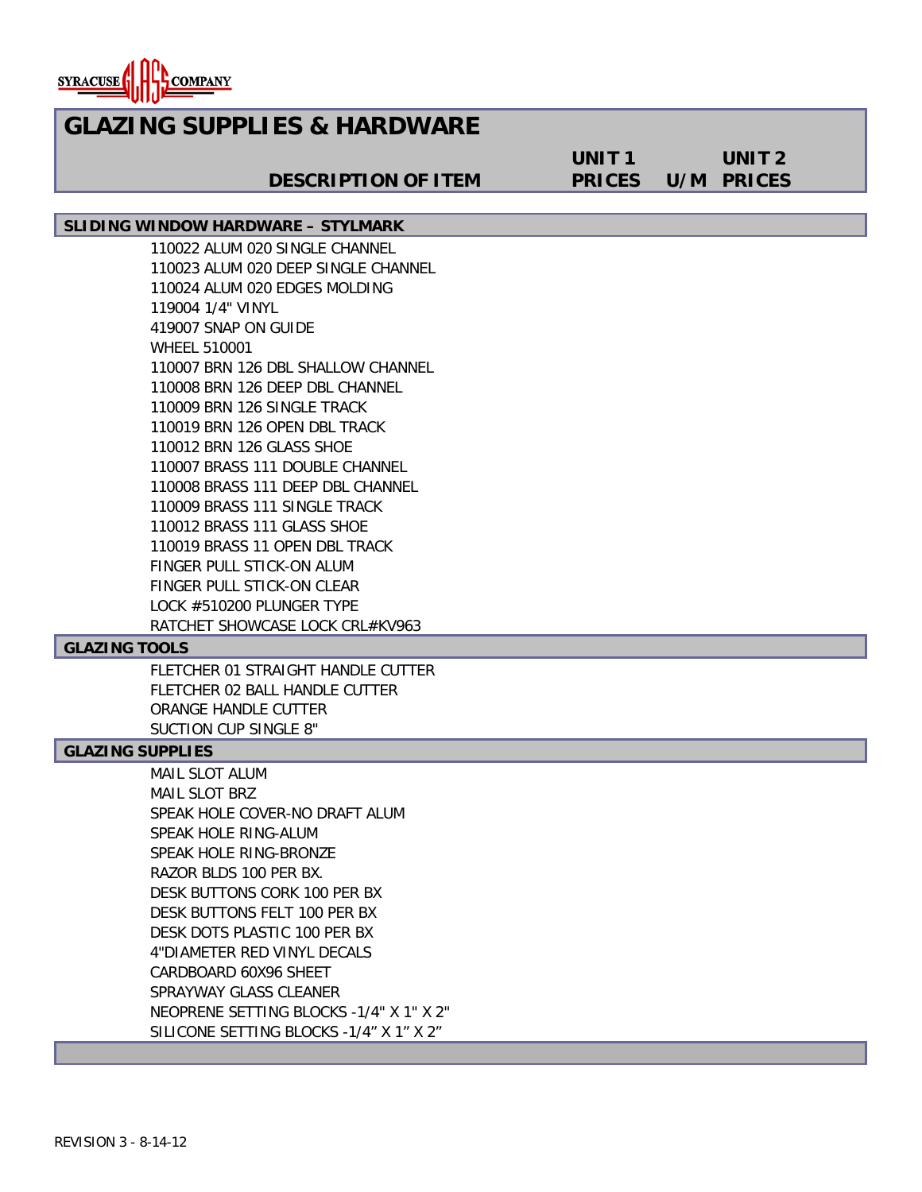# GLAZING SUPPLIES & HARDWARE

| DESCRIPTION OF ITEM | UNIT 1 PRICES | U/M | UNIT 2 PRICES |
|---|---|---|---|
| **SLIDING WINDOW HARDWARE – STYLMARK** | | | |
| 110022 ALUM 020 SINGLE CHANNEL | | | |
| 110023 ALUM 020 DEEP SINGLE CHANNEL | | | |
| 110024 ALUM 020 EDGES MOLDING | | | |
| 119004 1/4" VINYL | | | |
| 419007 SNAP ON GUIDE | | | |
| WHEEL 510001 | | | |
| 110007 BRN 126 DBL SHALLOW CHANNEL | | | |
| 110008 BRN 126 DEEP DBL CHANNEL | | | |
| 110009 BRN 126 SINGLE TRACK | | | |
| 110019 BRN 126 OPEN DBL TRACK | | | |
| 110012 BRN 126 GLASS SHOE | | | |
| 110007 BRASS 111 DOUBLE CHANNEL | | | |
| 110008 BRASS 111 DEEP DBL CHANNEL | | | |
| 110009 BRASS 111 SINGLE TRACK | | | |
| 110012 BRASS 111 GLASS SHOE | | | |
| 110019 BRASS 11 OPEN DBL TRACK | | | |
| FINGER PULL STICK-ON ALUM | | | |
| FINGER PULL STICK-ON CLEAR | | | |
| LOCK #510200 PLUNGER TYPE | | | |
| RATCHET SHOWCASE LOCK CRL#KV963 | | | |
| **GLAZING TOOLS** | | | |
| FLETCHER 01 STRAIGHT HANDLE CUTTER | | | |
| FLETCHER 02 BALL HANDLE CUTTER | | | |
| ORANGE HANDLE CUTTER | | | |
| SUCTION CUP SINGLE 8" | | | |
| **GLAZING SUPPLIES** | | | |
| MAIL SLOT ALUM | | | |
| MAIL SLOT BRZ | | | |
| SPEAK HOLE COVER-NO DRAFT ALUM | | | |
| SPEAK HOLE RING-ALUM | | | |
| SPEAK HOLE RING-BRONZE | | | |
| RAZOR BLDS 100 PER BX. | | | |
| DESK BUTTONS CORK 100 PER BX | | | |
| DESK BUTTONS FELT 100 PER BX | | | |
| DESK DOTS PLASTIC 100 PER BX | | | |
| 4"DIAMETER RED VINYL DECALS | | | |
| CARDBOARD 60X96 SHEET | | | |
| SPRAYWAY GLASS CLEANER | | | |
| NEOPRENE SETTING BLOCKS -1/4" X 1" X 2" | | | |
| SILICONE SETTING BLOCKS -1/4" X 1" X 2" | | | |

REVISION 3 - 8-14-12